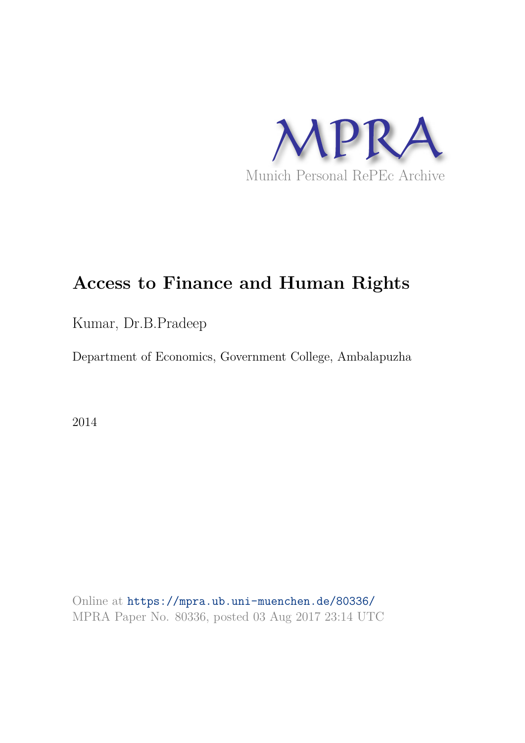MPRA

Munich Personal RePEc Archive

# Access to Finance and Human Rights

Kumar, Dr.B.Pradeep

Department of Economics, Government College, Ambalapuzha

2014

Online at https://mpra.ub.uni-muenchen.de/80336/
MPRA Paper No. 80336, posted 03 Aug 2017 23:14 UTC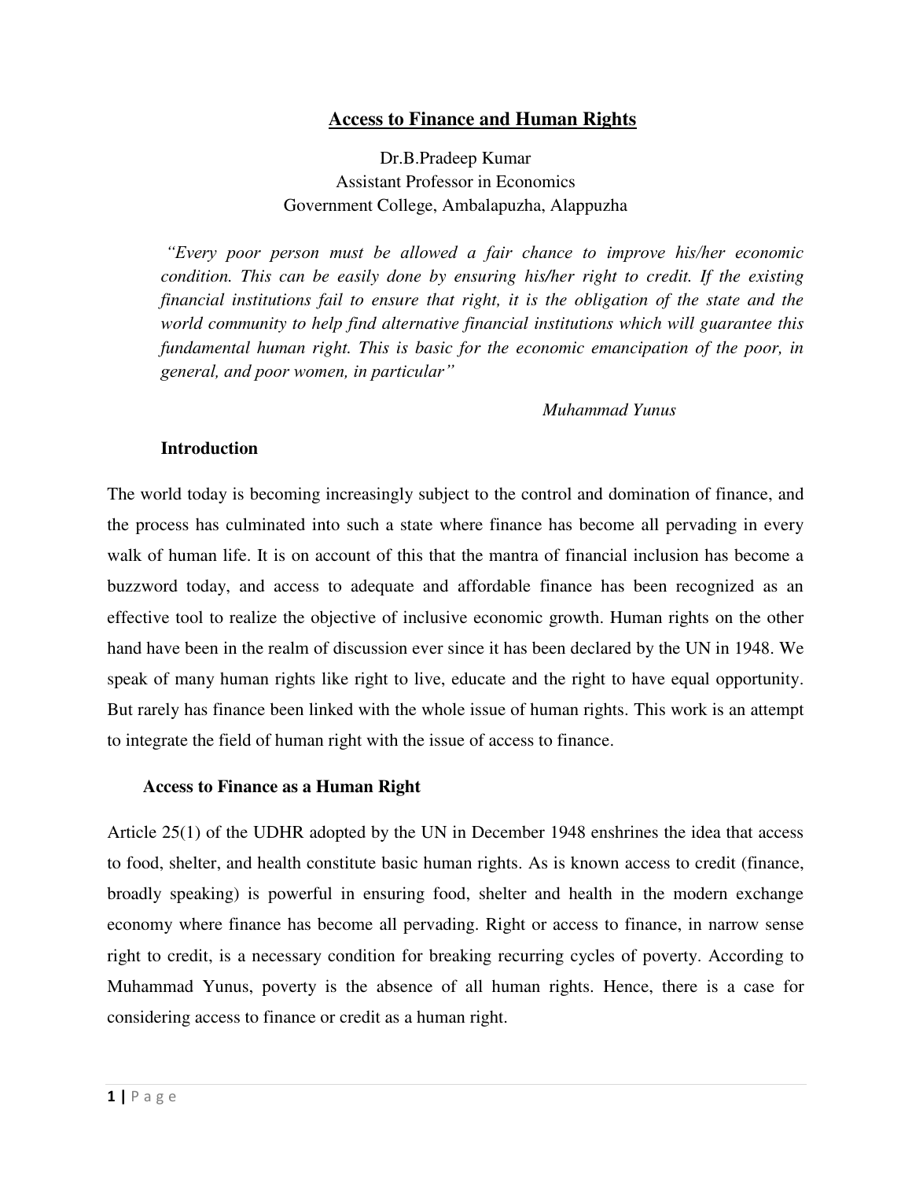# Access to Finance and Human Rights

Dr.B.Pradeep Kumar
Assistant Professor in Economics
Government College, Ambalapuzha, Alappuzha

> *"Every poor person must be allowed a fair chance to improve his/her economic condition. This can be easily done by ensuring his/her right to credit. If the existing financial institutions fail to ensure that right, it is the obligation of the state and the world community to help find alternative financial institutions which will guarantee this fundamental human right. This is basic for the economic emancipation of the poor, in general, and poor women, in particular"*
>
> *Muhammad Yunus*

## Introduction

The world today is becoming increasingly subject to the control and domination of finance, and the process has culminated into such a state where finance has become all pervading in every walk of human life. It is on account of this that the mantra of financial inclusion has become a buzzword today, and access to adequate and affordable finance has been recognized as an effective tool to realize the objective of inclusive economic growth. Human rights on the other hand have been in the realm of discussion ever since it has been declared by the UN in 1948. We speak of many human rights like right to live, educate and the right to have equal opportunity. But rarely has finance been linked with the whole issue of human rights. This work is an attempt to integrate the field of human right with the issue of access to finance.

## Access to Finance as a Human Right

Article 25(1) of the UDHR adopted by the UN in December 1948 enshrines the idea that access to food, shelter, and health constitute basic human rights. As is known access to credit (finance, broadly speaking) is powerful in ensuring food, shelter and health in the modern exchange economy where finance has become all pervading. Right or access to finance, in narrow sense right to credit, is a necessary condition for breaking recurring cycles of poverty. According to Muhammad Yunus, poverty is the absence of all human rights. Hence, there is a case for considering access to finance or credit as a human right.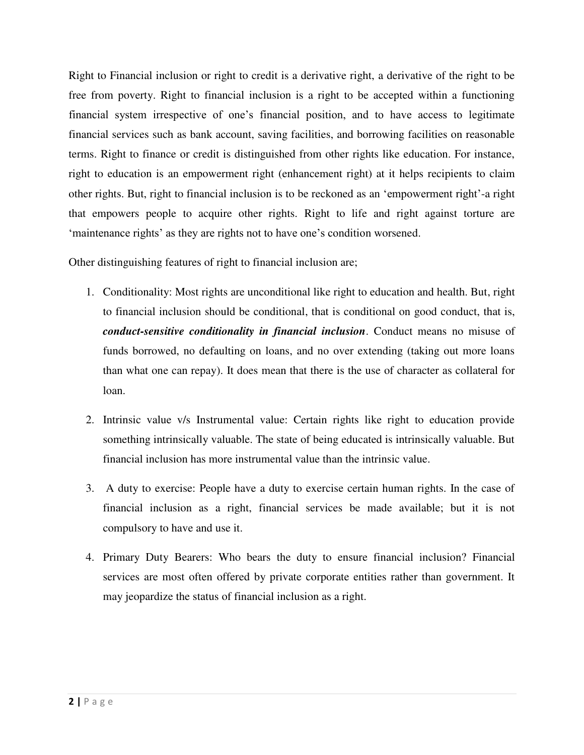Right to Financial inclusion or right to credit is a derivative right, a derivative of the right to be free from poverty. Right to financial inclusion is a right to be accepted within a functioning financial system irrespective of one's financial position, and to have access to legitimate financial services such as bank account, saving facilities, and borrowing facilities on reasonable terms. Right to finance or credit is distinguished from other rights like education. For instance, right to education is an empowerment right (enhancement right) at it helps recipients to claim other rights. But, right to financial inclusion is to be reckoned as an 'empowerment right'-a right that empowers people to acquire other rights. Right to life and right against torture are 'maintenance rights' as they are rights not to have one's condition worsened.

Other distinguishing features of right to financial inclusion are;

1. Conditionality: Most rights are unconditional like right to education and health. But, right to financial inclusion should be conditional, that is conditional on good conduct, that is, ***conduct-sensitive conditionality in financial inclusion***. Conduct means no misuse of funds borrowed, no defaulting on loans, and no over extending (taking out more loans than what one can repay). It does mean that there is the use of character as collateral for loan.

2. Intrinsic value v/s Instrumental value: Certain rights like right to education provide something intrinsically valuable. The state of being educated is intrinsically valuable. But financial inclusion has more instrumental value than the intrinsic value.

3. A duty to exercise: People have a duty to exercise certain human rights. In the case of financial inclusion as a right, financial services be made available; but it is not compulsory to have and use it.

4. Primary Duty Bearers: Who bears the duty to ensure financial inclusion? Financial services are most often offered by private corporate entities rather than government. It may jeopardize the status of financial inclusion as a right.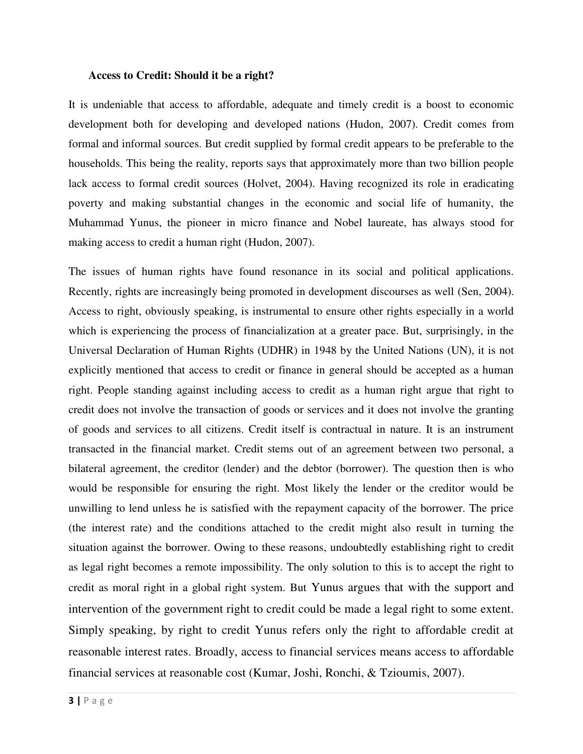### Access to Credit: Should it be a right?

It is undeniable that access to affordable, adequate and timely credit is a boost to economic development both for developing and developed nations (Hudon, 2007). Credit comes from formal and informal sources. But credit supplied by formal credit appears to be preferable to the households. This being the reality, reports says that approximately more than two billion people lack access to formal credit sources (Holvet, 2004). Having recognized its role in eradicating poverty and making substantial changes in the economic and social life of humanity, the Muhammad Yunus, the pioneer in micro finance and Nobel laureate, has always stood for making access to credit a human right (Hudon, 2007).

The issues of human rights have found resonance in its social and political applications. Recently, rights are increasingly being promoted in development discourses as well (Sen, 2004). Access to right, obviously speaking, is instrumental to ensure other rights especially in a world which is experiencing the process of financialization at a greater pace. But, surprisingly, in the Universal Declaration of Human Rights (UDHR) in 1948 by the United Nations (UN), it is not explicitly mentioned that access to credit or finance in general should be accepted as a human right. People standing against including access to credit as a human right argue that right to credit does not involve the transaction of goods or services and it does not involve the granting of goods and services to all citizens. Credit itself is contractual in nature. It is an instrument transacted in the financial market. Credit stems out of an agreement between two personal, a bilateral agreement, the creditor (lender) and the debtor (borrower). The question then is who would be responsible for ensuring the right. Most likely the lender or the creditor would be unwilling to lend unless he is satisfied with the repayment capacity of the borrower. The price (the interest rate) and the conditions attached to the credit might also result in turning the situation against the borrower. Owing to these reasons, undoubtedly establishing right to credit as legal right becomes a remote impossibility. The only solution to this is to accept the right to credit as moral right in a global right system. But Yunus argues that with the support and intervention of the government right to credit could be made a legal right to some extent. Simply speaking, by right to credit Yunus refers only the right to affordable credit at reasonable interest rates. Broadly, access to financial services means access to affordable financial services at reasonable cost (Kumar, Joshi, Ronchi, & Tzioumis, 2007).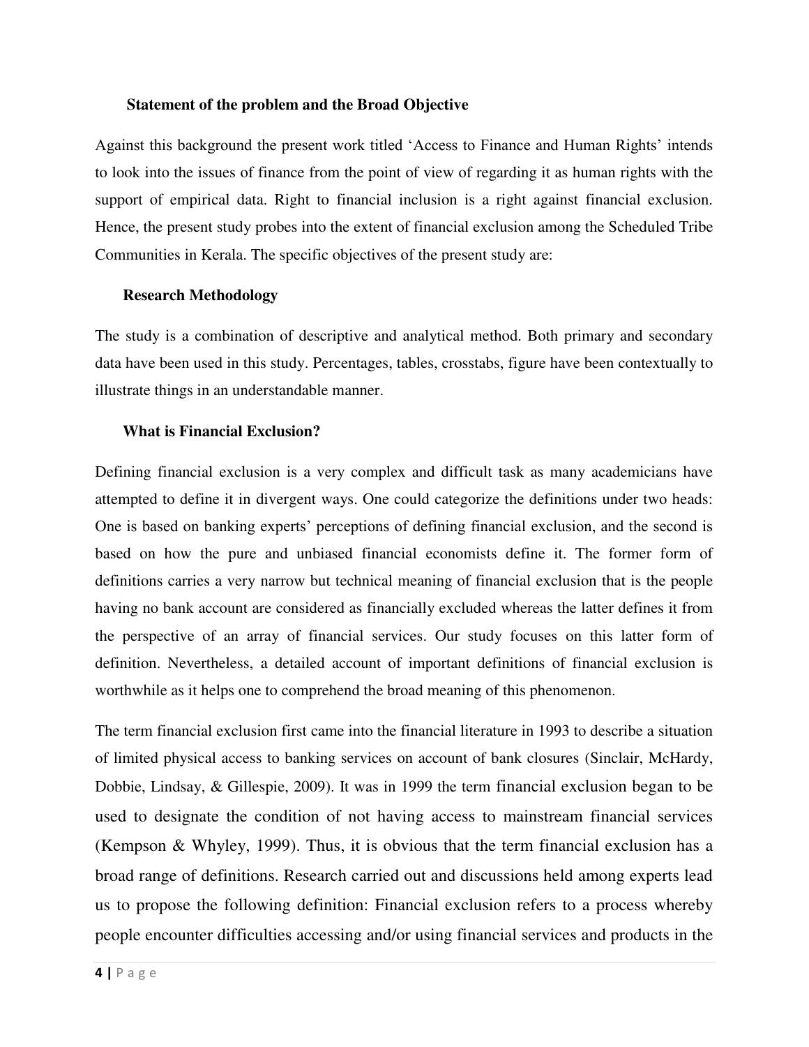### Statement of the problem and the Broad Objective

Against this background the present work titled 'Access to Finance and Human Rights' intends to look into the issues of finance from the point of view of regarding it as human rights with the support of empirical data. Right to financial inclusion is a right against financial exclusion. Hence, the present study probes into the extent of financial exclusion among the Scheduled Tribe Communities in Kerala. The specific objectives of the present study are:

### Research Methodology

The study is a combination of descriptive and analytical method. Both primary and secondary data have been used in this study. Percentages, tables, crosstabs, figure have been contextually to illustrate things in an understandable manner.

### What is Financial Exclusion?

Defining financial exclusion is a very complex and difficult task as many academicians have attempted to define it in divergent ways. One could categorize the definitions under two heads: One is based on banking experts' perceptions of defining financial exclusion, and the second is based on how the pure and unbiased financial economists define it. The former form of definitions carries a very narrow but technical meaning of financial exclusion that is the people having no bank account are considered as financially excluded whereas the latter defines it from the perspective of an array of financial services. Our study focuses on this latter form of definition. Nevertheless, a detailed account of important definitions of financial exclusion is worthwhile as it helps one to comprehend the broad meaning of this phenomenon.

The term financial exclusion first came into the financial literature in 1993 to describe a situation of limited physical access to banking services on account of bank closures (Sinclair, McHardy, Dobbie, Lindsay, & Gillespie, 2009). It was in 1999 the term financial exclusion began to be used to designate the condition of not having access to mainstream financial services (Kempson & Whyley, 1999). Thus, it is obvious that the term financial exclusion has a broad range of definitions. Research carried out and discussions held among experts lead us to propose the following definition: Financial exclusion refers to a process whereby people encounter difficulties accessing and/or using financial services and products in the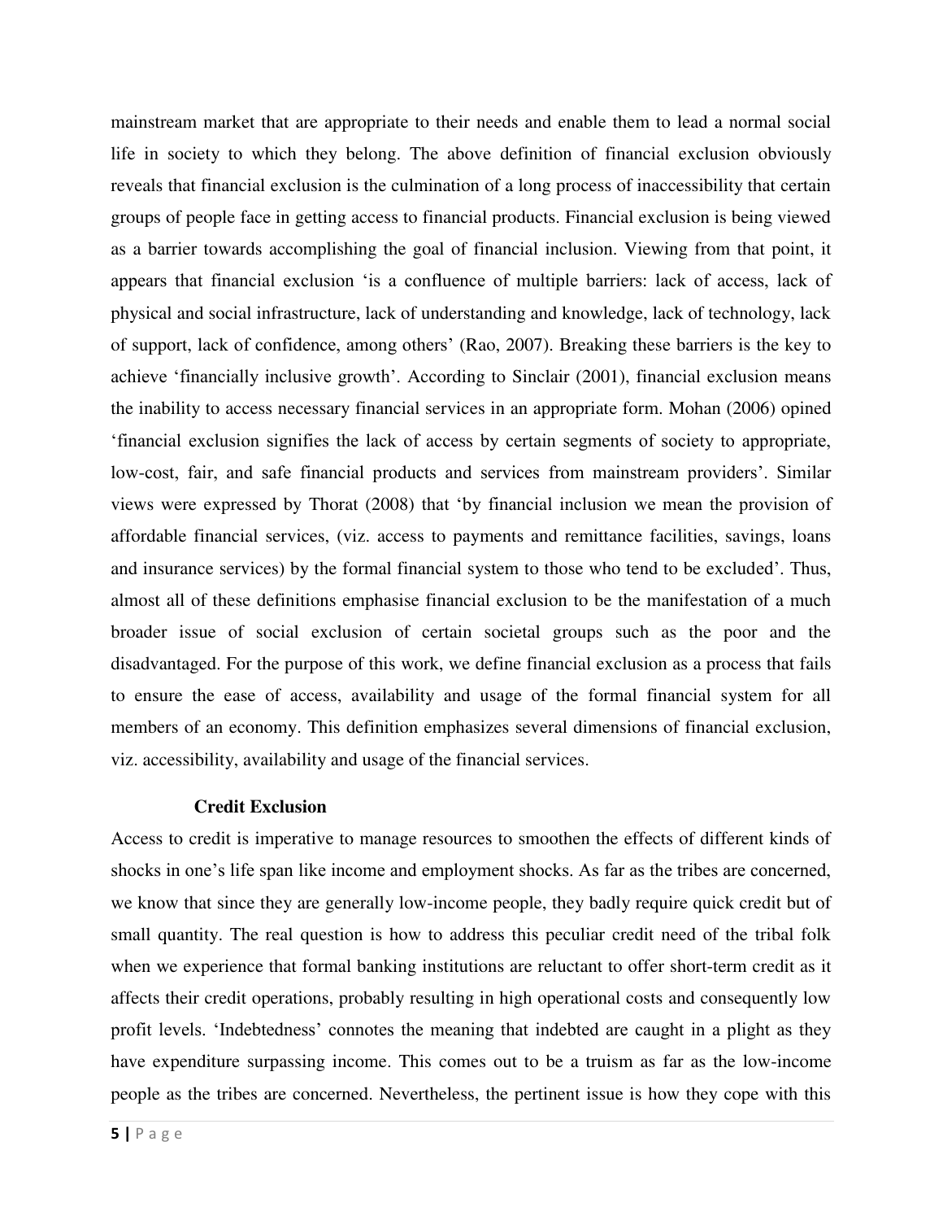mainstream market that are appropriate to their needs and enable them to lead a normal social life in society to which they belong. The above definition of financial exclusion obviously reveals that financial exclusion is the culmination of a long process of inaccessibility that certain groups of people face in getting access to financial products. Financial exclusion is being viewed as a barrier towards accomplishing the goal of financial inclusion. Viewing from that point, it appears that financial exclusion 'is a confluence of multiple barriers: lack of access, lack of physical and social infrastructure, lack of understanding and knowledge, lack of technology, lack of support, lack of confidence, among others' (Rao, 2007). Breaking these barriers is the key to achieve 'financially inclusive growth'. According to Sinclair (2001), financial exclusion means the inability to access necessary financial services in an appropriate form. Mohan (2006) opined 'financial exclusion signifies the lack of access by certain segments of society to appropriate, low-cost, fair, and safe financial products and services from mainstream providers'. Similar views were expressed by Thorat (2008) that 'by financial inclusion we mean the provision of affordable financial services, (viz. access to payments and remittance facilities, savings, loans and insurance services) by the formal financial system to those who tend to be excluded'. Thus, almost all of these definitions emphasise financial exclusion to be the manifestation of a much broader issue of social exclusion of certain societal groups such as the poor and the disadvantaged. For the purpose of this work, we define financial exclusion as a process that fails to ensure the ease of access, availability and usage of the formal financial system for all members of an economy. This definition emphasizes several dimensions of financial exclusion, viz. accessibility, availability and usage of the financial services.

**Credit Exclusion**

Access to credit is imperative to manage resources to smoothen the effects of different kinds of shocks in one's life span like income and employment shocks. As far as the tribes are concerned, we know that since they are generally low-income people, they badly require quick credit but of small quantity. The real question is how to address this peculiar credit need of the tribal folk when we experience that formal banking institutions are reluctant to offer short-term credit as it affects their credit operations, probably resulting in high operational costs and consequently low profit levels. 'Indebtedness' connotes the meaning that indebted are caught in a plight as they have expenditure surpassing income. This comes out to be a truism as far as the low-income people as the tribes are concerned. Nevertheless, the pertinent issue is how they cope with this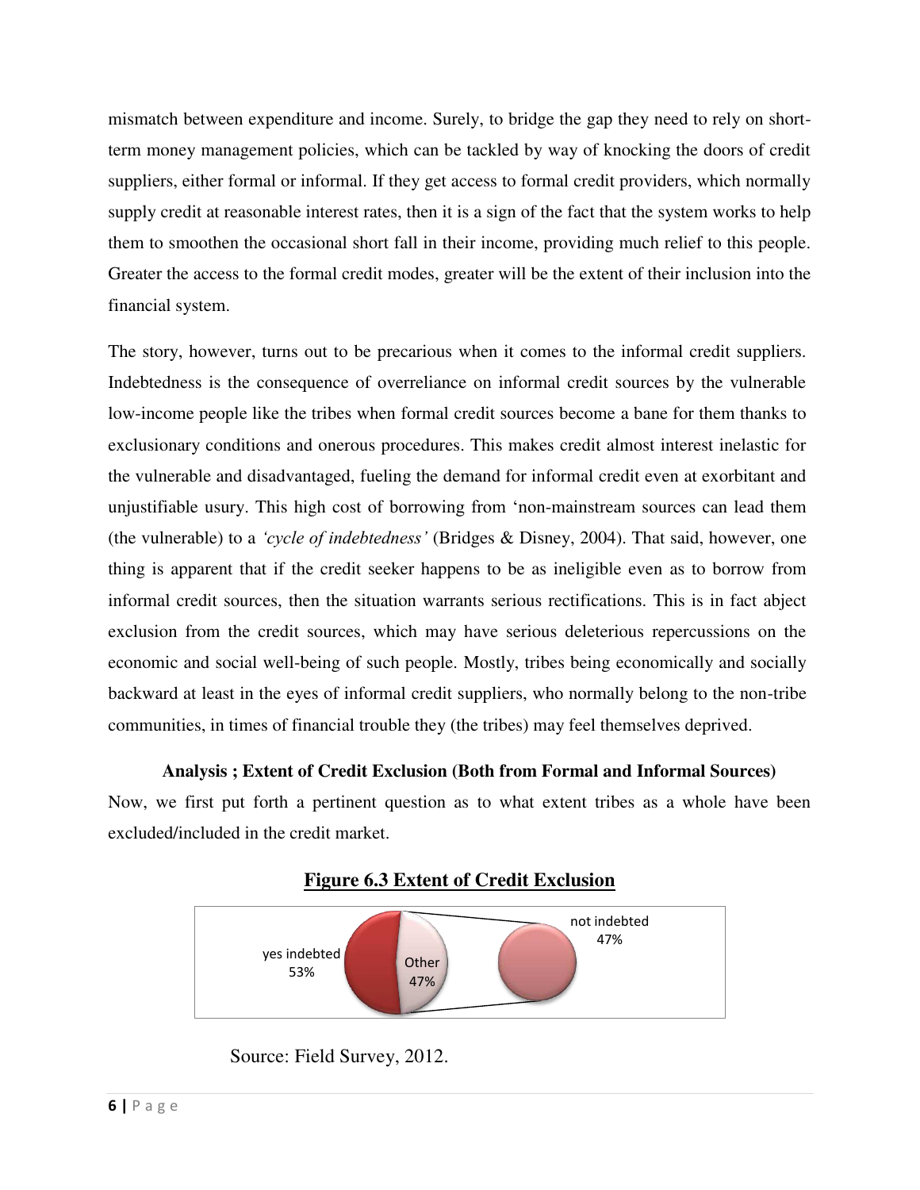mismatch between expenditure and income. Surely, to bridge the gap they need to rely on short-term money management policies, which can be tackled by way of knocking the doors of credit suppliers, either formal or informal. If they get access to formal credit providers, which normally supply credit at reasonable interest rates, then it is a sign of the fact that the system works to help them to smoothen the occasional short fall in their income, providing much relief to this people. Greater the access to the formal credit modes, greater will be the extent of their inclusion into the financial system.

The story, however, turns out to be precarious when it comes to the informal credit suppliers. Indebtedness is the consequence of overreliance on informal credit sources by the vulnerable low-income people like the tribes when formal credit sources become a bane for them thanks to exclusionary conditions and onerous procedures. This makes credit almost interest inelastic for the vulnerable and disadvantaged, fueling the demand for informal credit even at exorbitant and unjustifiable usury. This high cost of borrowing from 'non-mainstream sources can lead them (the vulnerable) to a *'cycle of indebtedness'* (Bridges & Disney, 2004). That said, however, one thing is apparent that if the credit seeker happens to be as ineligible even as to borrow from informal credit sources, then the situation warrants serious rectifications. This is in fact abject exclusion from the credit sources, which may have serious deleterious repercussions on the economic and social well-being of such people. Mostly, tribes being economically and socially backward at least in the eyes of informal credit suppliers, who normally belong to the non-tribe communities, in times of financial trouble they (the tribes) may feel themselves deprived.

**Analysis ; Extent of Credit Exclusion (Both from Formal and Informal Sources)**

Now, we first put forth a pertinent question as to what extent tribes as a whole have been excluded/included in the credit market.

**Figure 6.3 Extent of Credit Exclusion**

yes indebted 53%
Other 47%
not indebted 47%

Source: Field Survey, 2012.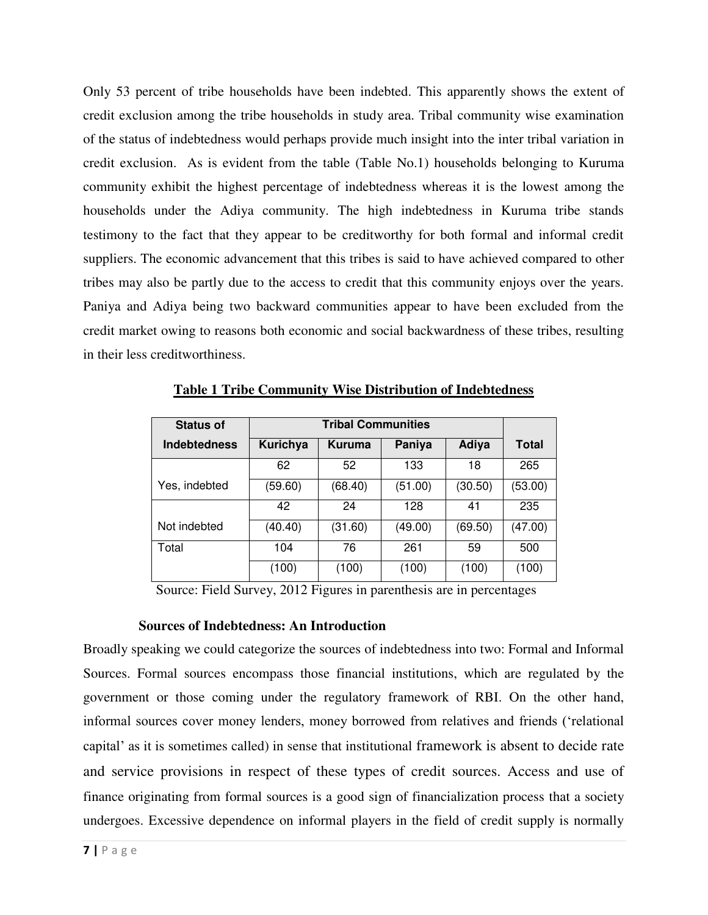Only 53 percent of tribe households have been indebted. This apparently shows the extent of credit exclusion among the tribe households in study area. Tribal community wise examination of the status of indebtedness would perhaps provide much insight into the inter tribal variation in credit exclusion. As is evident from the table (Table No.1) households belonging to Kuruma community exhibit the highest percentage of indebtedness whereas it is the lowest among the households under the Adiya community. The high indebtedness in Kuruma tribe stands testimony to the fact that they appear to be creditworthy for both formal and informal credit suppliers. The economic advancement that this tribes is said to have achieved compared to other tribes may also be partly due to the access to credit that this community enjoys over the years. Paniya and Adiya being two backward communities appear to have been excluded from the credit market owing to reasons both economic and social backwardness of these tribes, resulting in their less creditworthiness.

**Table 1 Tribe Community Wise Distribution of Indebtedness**

| Status of Indebtedness | Tribal Communities | | | | Total |
|---|---|---|---|---|---|
| | Kurichya | Kuruma | Paniya | Adiya | |
| Yes, indebted | 62 | 52 | 133 | 18 | 265 |
| | (59.60) | (68.40) | (51.00) | (30.50) | (53.00) |
| Not indebted | 42 | 24 | 128 | 41 | 235 |
| | (40.40) | (31.60) | (49.00) | (69.50) | (47.00) |
| Total | 104 | 76 | 261 | 59 | 500 |
| | (100) | (100) | (100) | (100) | (100) |

Source: Field Survey, 2012 Figures in parenthesis are in percentages

**Sources of Indebtedness: An Introduction**

Broadly speaking we could categorize the sources of indebtedness into two: Formal and Informal Sources. Formal sources encompass those financial institutions, which are regulated by the government or those coming under the regulatory framework of RBI. On the other hand, informal sources cover money lenders, money borrowed from relatives and friends ('relational capital' as it is sometimes called) in sense that institutional framework is absent to decide rate and service provisions in respect of these types of credit sources. Access and use of finance originating from formal sources is a good sign of financialization process that a society undergoes. Excessive dependence on informal players in the field of credit supply is normally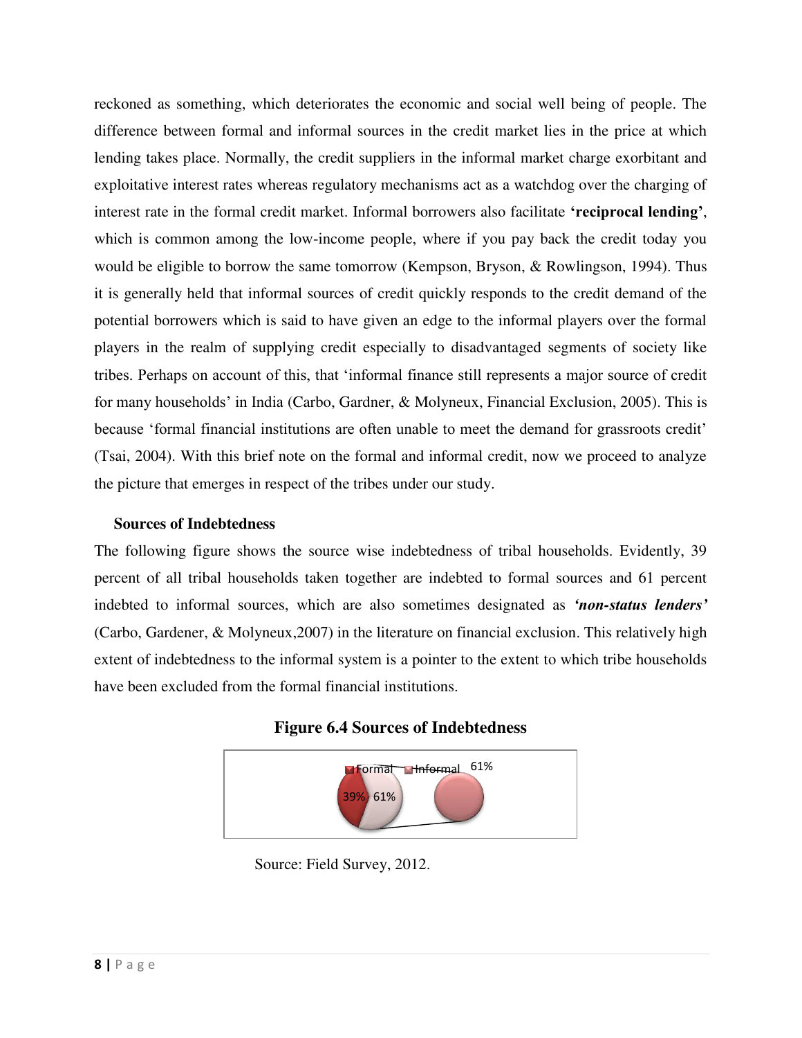reckoned as something, which deteriorates the economic and social well being of people. The difference between formal and informal sources in the credit market lies in the price at which lending takes place. Normally, the credit suppliers in the informal market charge exorbitant and exploitative interest rates whereas regulatory mechanisms act as a watchdog over the charging of interest rate in the formal credit market. Informal borrowers also facilitate **'reciprocal lending'**, which is common among the low-income people, where if you pay back the credit today you would be eligible to borrow the same tomorrow (Kempson, Bryson, & Rowlingson, 1994). Thus it is generally held that informal sources of credit quickly responds to the credit demand of the potential borrowers which is said to have given an edge to the informal players over the formal players in the realm of supplying credit especially to disadvantaged segments of society like tribes. Perhaps on account of this, that 'informal finance still represents a major source of credit for many households' in India (Carbo, Gardner, & Molyneux, Financial Exclusion, 2005). This is because 'formal financial institutions are often unable to meet the demand for grassroots credit' (Tsai, 2004). With this brief note on the formal and informal credit, now we proceed to analyze the picture that emerges in respect of the tribes under our study.

### Sources of Indebtedness

The following figure shows the source wise indebtedness of tribal households. Evidently, 39 percent of all tribal households taken together are indebted to formal sources and 61 percent indebted to informal sources, which are also sometimes designated as ***'non-status lenders'*** (Carbo, Gardener, & Molyneux,2007) in the literature on financial exclusion. This relatively high extent of indebtedness to the informal system is a pointer to the extent to which tribe households have been excluded from the formal financial institutions.

**Figure 6.4 Sources of Indebtedness**

Formal: 39%, Informal: 61%

Source: Field Survey, 2012.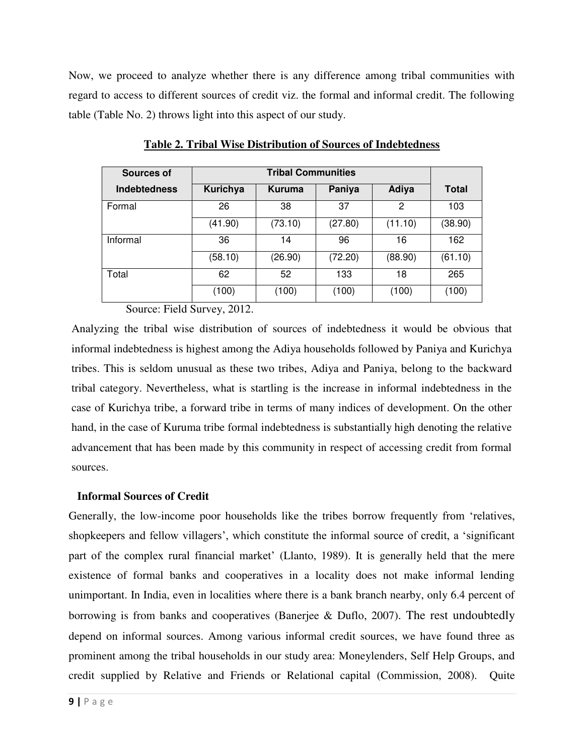Now, we proceed to analyze whether there is any difference among tribal communities with regard to access to different sources of credit viz. the formal and informal credit. The following table (Table No. 2) throws light into this aspect of our study.

**Table 2. Tribal Wise Distribution of Sources of Indebtedness**

| Sources of Indebtedness | Tribal Communities | | | | Total |
|---|---|---|---|---|---|
| | Kurichya | Kuruma | Paniya | Adiya | |
| Formal | 26 | 38 | 37 | 2 | 103 |
| | (41.90) | (73.10) | (27.80) | (11.10) | (38.90) |
| Informal | 36 | 14 | 96 | 16 | 162 |
| | (58.10) | (26.90) | (72.20) | (88.90) | (61.10) |
| Total | 62 | 52 | 133 | 18 | 265 |
| | (100) | (100) | (100) | (100) | (100) |

Source: Field Survey, 2012.

Analyzing the tribal wise distribution of sources of indebtedness it would be obvious that informal indebtedness is highest among the Adiya households followed by Paniya and Kurichya tribes. This is seldom unusual as these two tribes, Adiya and Paniya, belong to the backward tribal category. Nevertheless, what is startling is the increase in informal indebtedness in the case of Kurichya tribe, a forward tribe in terms of many indices of development. On the other hand, in the case of Kuruma tribe formal indebtedness is substantially high denoting the relative advancement that has been made by this community in respect of accessing credit from formal sources.

**Informal Sources of Credit**

Generally, the low-income poor households like the tribes borrow frequently from 'relatives, shopkeepers and fellow villagers', which constitute the informal source of credit, a 'significant part of the complex rural financial market' (Llanto, 1989). It is generally held that the mere existence of formal banks and cooperatives in a locality does not make informal lending unimportant. In India, even in localities where there is a bank branch nearby, only 6.4 percent of borrowing is from banks and cooperatives (Banerjee & Duflo, 2007). The rest undoubtedly depend on informal sources. Among various informal credit sources, we have found three as prominent among the tribal households in our study area: Moneylenders, Self Help Groups, and credit supplied by Relative and Friends or Relational capital (Commission, 2008). Quite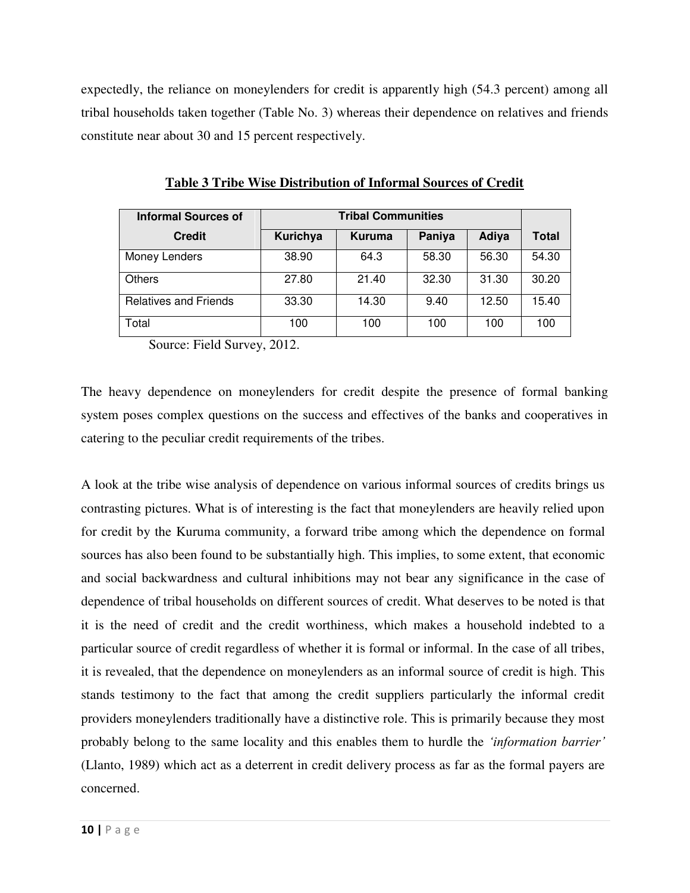expectedly, the reliance on moneylenders for credit is apparently high (54.3 percent) among all tribal households taken together (Table No. 3) whereas their dependence on relatives and friends constitute near about 30 and 15 percent respectively.

**Table 3 Tribe Wise Distribution of Informal Sources of Credit**

| Informal Sources of Credit | Tribal Communities | | | | Total |
|---|---|---|---|---|---|
| | Kurichya | Kuruma | Paniya | Adiya | |
| Money Lenders | 38.90 | 64.3 | 58.30 | 56.30 | 54.30 |
| Others | 27.80 | 21.40 | 32.30 | 31.30 | 30.20 |
| Relatives and Friends | 33.30 | 14.30 | 9.40 | 12.50 | 15.40 |
| Total | 100 | 100 | 100 | 100 | 100 |

Source: Field Survey, 2012.

The heavy dependence on moneylenders for credit despite the presence of formal banking system poses complex questions on the success and effectives of the banks and cooperatives in catering to the peculiar credit requirements of the tribes.

A look at the tribe wise analysis of dependence on various informal sources of credits brings us contrasting pictures. What is of interesting is the fact that moneylenders are heavily relied upon for credit by the Kuruma community, a forward tribe among which the dependence on formal sources has also been found to be substantially high. This implies, to some extent, that economic and social backwardness and cultural inhibitions may not bear any significance in the case of dependence of tribal households on different sources of credit. What deserves to be noted is that it is the need of credit and the credit worthiness, which makes a household indebted to a particular source of credit regardless of whether it is formal or informal. In the case of all tribes, it is revealed, that the dependence on moneylenders as an informal source of credit is high. This stands testimony to the fact that among the credit suppliers particularly the informal credit providers moneylenders traditionally have a distinctive role. This is primarily because they most probably belong to the same locality and this enables them to hurdle the *'information barrier'* (Llanto, 1989) which act as a deterrent in credit delivery process as far as the formal payers are concerned.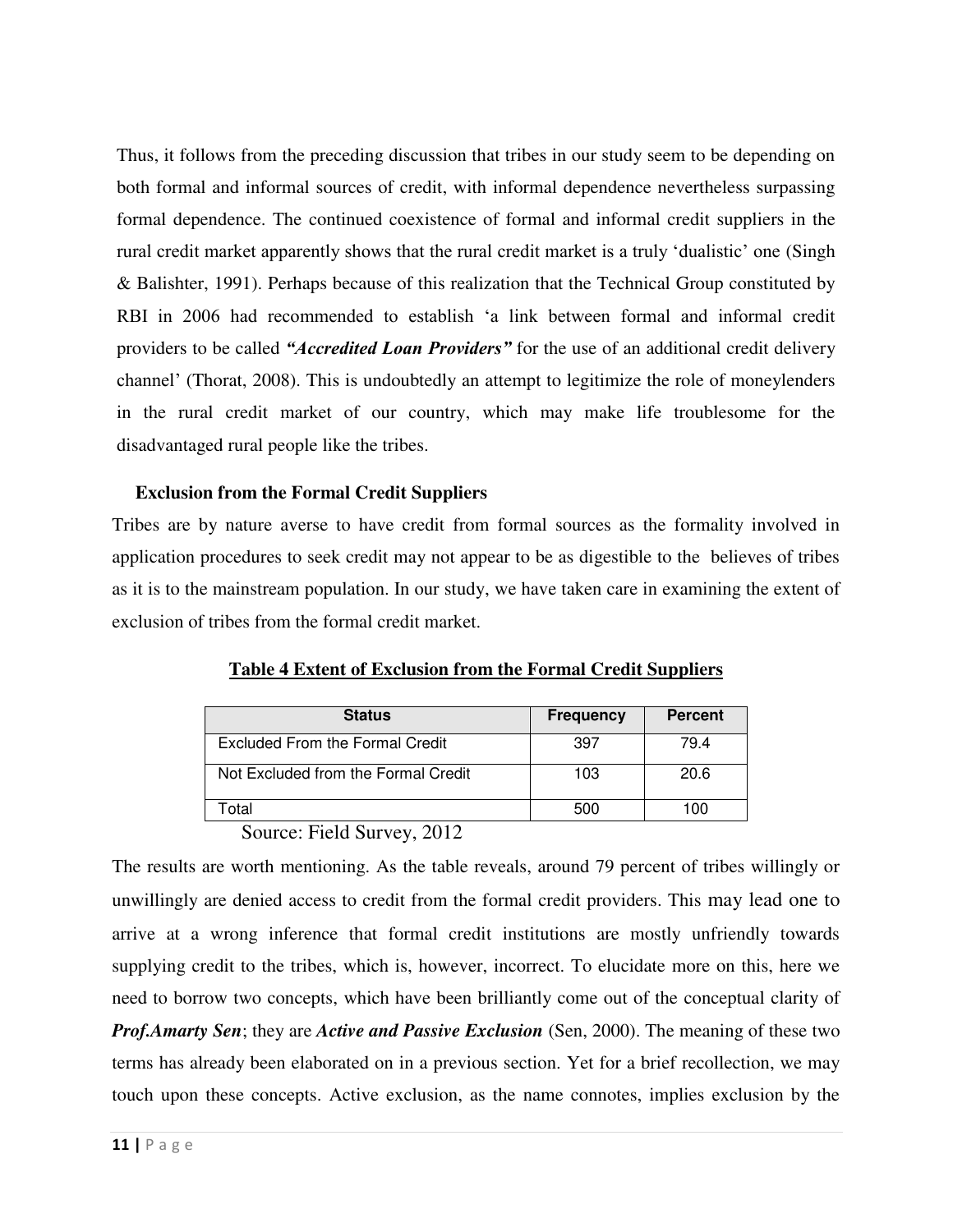Thus, it follows from the preceding discussion that tribes in our study seem to be depending on both formal and informal sources of credit, with informal dependence nevertheless surpassing formal dependence. The continued coexistence of formal and informal credit suppliers in the rural credit market apparently shows that the rural credit market is a truly 'dualistic' one (Singh & Balishter, 1991). Perhaps because of this realization that the Technical Group constituted by RBI in 2006 had recommended to establish 'a link between formal and informal credit providers to be called ***"Accredited Loan Providers"*** for the use of an additional credit delivery channel' (Thorat, 2008). This is undoubtedly an attempt to legitimize the role of moneylenders in the rural credit market of our country, which may make life troublesome for the disadvantaged rural people like the tribes.

**Exclusion from the Formal Credit Suppliers**

Tribes are by nature averse to have credit from formal sources as the formality involved in application procedures to seek credit may not appear to be as digestible to the believes of tribes as it is to the mainstream population. In our study, we have taken care in examining the extent of exclusion of tribes from the formal credit market.

**Table 4 Extent of Exclusion from the Formal Credit Suppliers**

| Status | Frequency | Percent |
|---|---|---|
| Excluded From the Formal Credit | 397 | 79.4 |
| Not Excluded from the Formal Credit | 103 | 20.6 |
| Total | 500 | 100 |

Source: Field Survey, 2012

The results are worth mentioning. As the table reveals, around 79 percent of tribes willingly or unwillingly are denied access to credit from the formal credit providers. This may lead one to arrive at a wrong inference that formal credit institutions are mostly unfriendly towards supplying credit to the tribes, which is, however, incorrect. To elucidate more on this, here we need to borrow two concepts, which have been brilliantly come out of the conceptual clarity of ***Prof.Amarty Sen***; they are ***Active and Passive Exclusion*** (Sen, 2000). The meaning of these two terms has already been elaborated on in a previous section. Yet for a brief recollection, we may touch upon these concepts. Active exclusion, as the name connotes, implies exclusion by the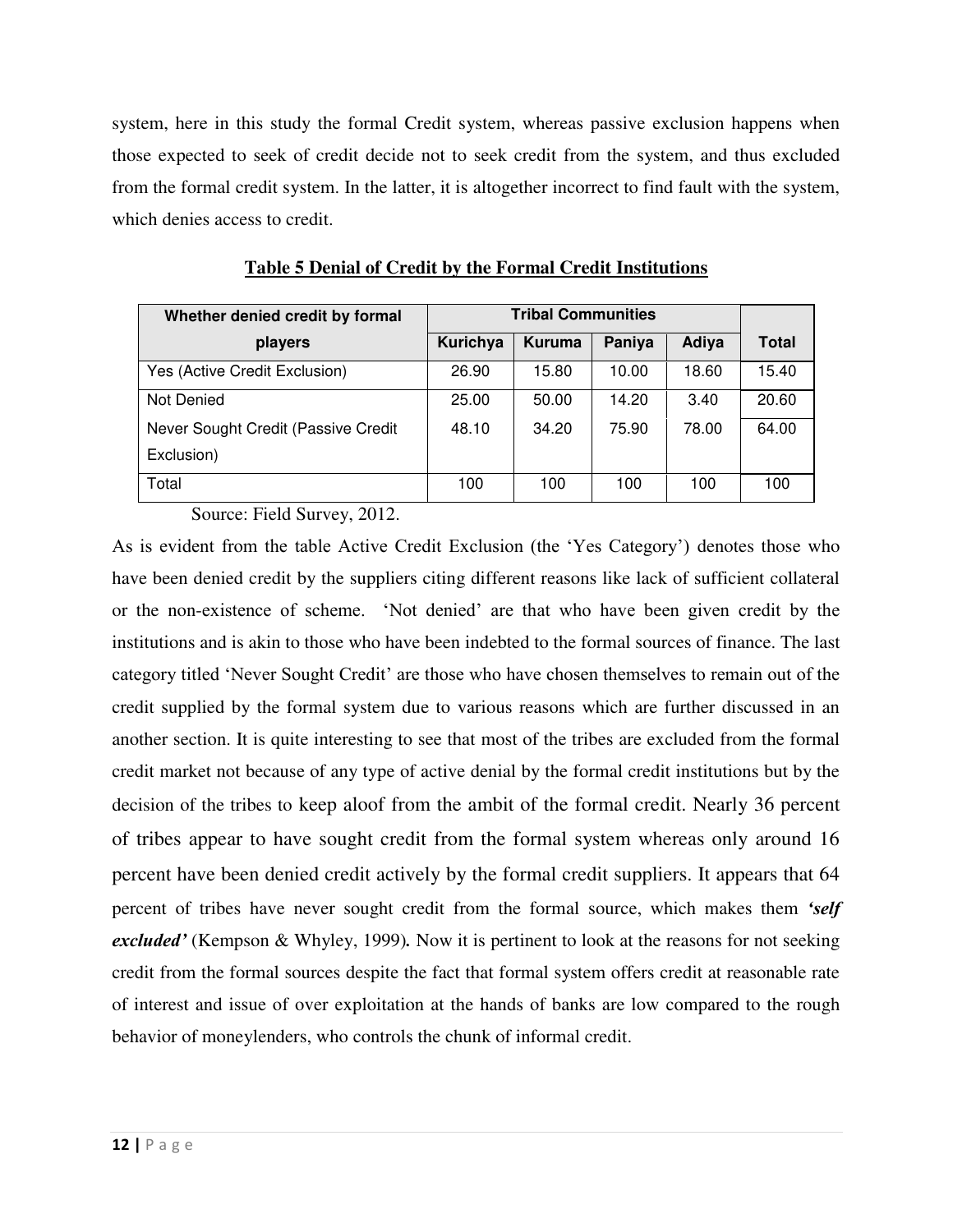system, here in this study the formal Credit system, whereas passive exclusion happens when those expected to seek of credit decide not to seek credit from the system, and thus excluded from the formal credit system. In the latter, it is altogether incorrect to find fault with the system, which denies access to credit.

**Table 5 Denial of Credit by the Formal Credit Institutions**

| Whether denied credit by formal players | Tribal Communities | | | | Total |
|---|---|---|---|---|---|
| | Kurichya | Kuruma | Paniya | Adiya | |
| Yes (Active Credit Exclusion) | 26.90 | 15.80 | 10.00 | 18.60 | 15.40 |
| Not Denied | 25.00 | 50.00 | 14.20 | 3.40 | 20.60 |
| Never Sought Credit (Passive Credit Exclusion) | 48.10 | 34.20 | 75.90 | 78.00 | 64.00 |
| Total | 100 | 100 | 100 | 100 | 100 |

Source: Field Survey, 2012.

As is evident from the table Active Credit Exclusion (the 'Yes Category') denotes those who have been denied credit by the suppliers citing different reasons like lack of sufficient collateral or the non-existence of scheme. 'Not denied' are that who have been given credit by the institutions and is akin to those who have been indebted to the formal sources of finance. The last category titled 'Never Sought Credit' are those who have chosen themselves to remain out of the credit supplied by the formal system due to various reasons which are further discussed in an another section. It is quite interesting to see that most of the tribes are excluded from the formal credit market not because of any type of active denial by the formal credit institutions but by the decision of the tribes to keep aloof from the ambit of the formal credit. Nearly 36 percent of tribes appear to have sought credit from the formal system whereas only around 16 percent have been denied credit actively by the formal credit suppliers. It appears that 64 percent of tribes have never sought credit from the formal source, which makes them ***'self excluded'*** (Kempson & Whyley, 1999)**.** Now it is pertinent to look at the reasons for not seeking credit from the formal sources despite the fact that formal system offers credit at reasonable rate of interest and issue of over exploitation at the hands of banks are low compared to the rough behavior of moneylenders, who controls the chunk of informal credit.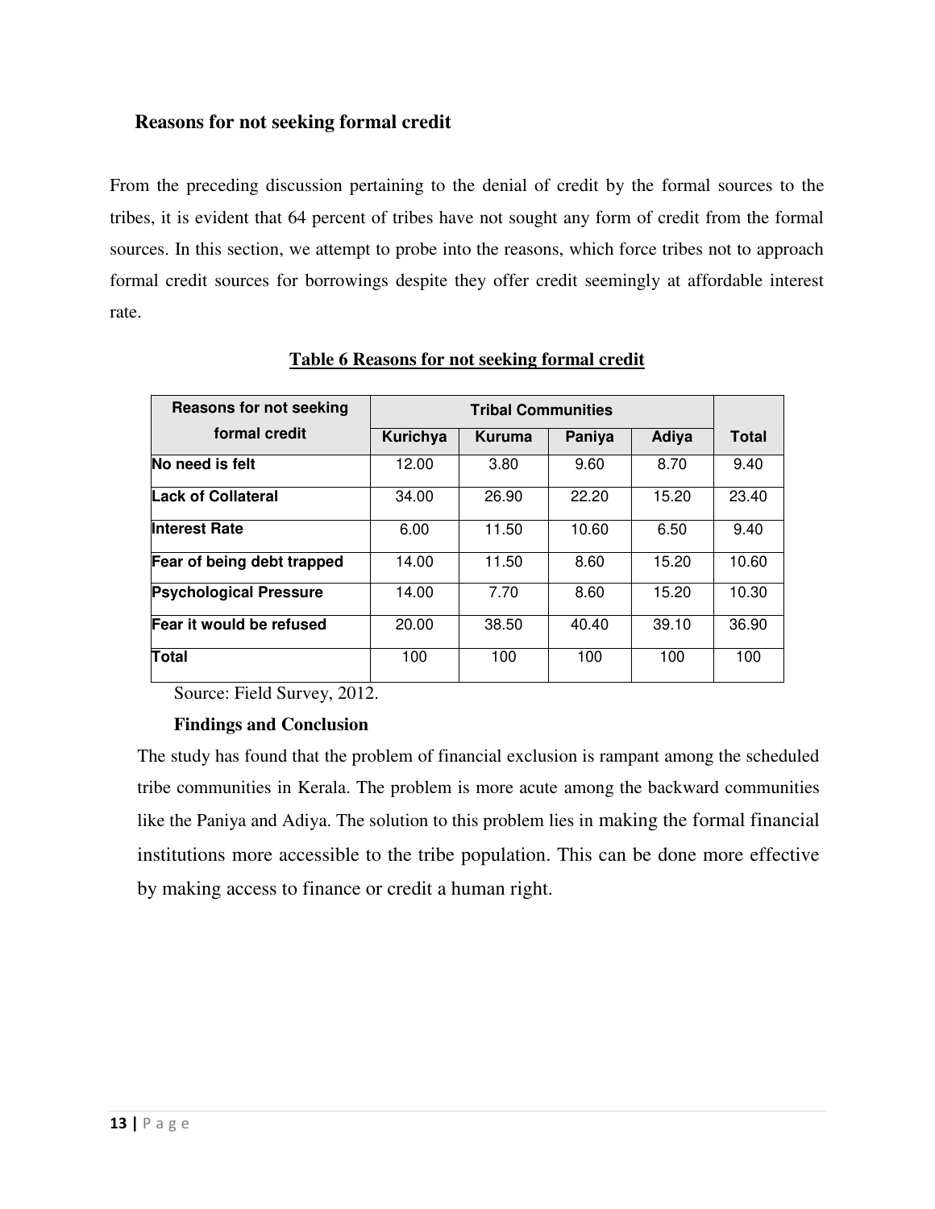### Reasons for not seeking formal credit

From the preceding discussion pertaining to the denial of credit by the formal sources to the tribes, it is evident that 64 percent of tribes have not sought any form of credit from the formal sources. In this section, we attempt to probe into the reasons, which force tribes not to approach formal credit sources for borrowings despite they offer credit seemingly at affordable interest rate.

**Table 6 Reasons for not seeking formal credit**

| Reasons for not seeking formal credit | Tribal Communities | | | | Total |
|---|---|---|---|---|---|
| | Kurichya | Kuruma | Paniya | Adiya | |
| **No need is felt** | 12.00 | 3.80 | 9.60 | 8.70 | 9.40 |
| **Lack of Collateral** | 34.00 | 26.90 | 22.20 | 15.20 | 23.40 |
| **Interest Rate** | 6.00 | 11.50 | 10.60 | 6.50 | 9.40 |
| **Fear of being debt trapped** | 14.00 | 11.50 | 8.60 | 15.20 | 10.60 |
| **Psychological Pressure** | 14.00 | 7.70 | 8.60 | 15.20 | 10.30 |
| **Fear it would be refused** | 20.00 | 38.50 | 40.40 | 39.10 | 36.90 |
| **Total** | 100 | 100 | 100 | 100 | 100 |

Source: Field Survey, 2012.

### Findings and Conclusion

The study has found that the problem of financial exclusion is rampant among the scheduled tribe communities in Kerala. The problem is more acute among the backward communities like the Paniya and Adiya. The solution to this problem lies in making the formal financial institutions more accessible to the tribe population. This can be done more effective by making access to finance or credit a human right.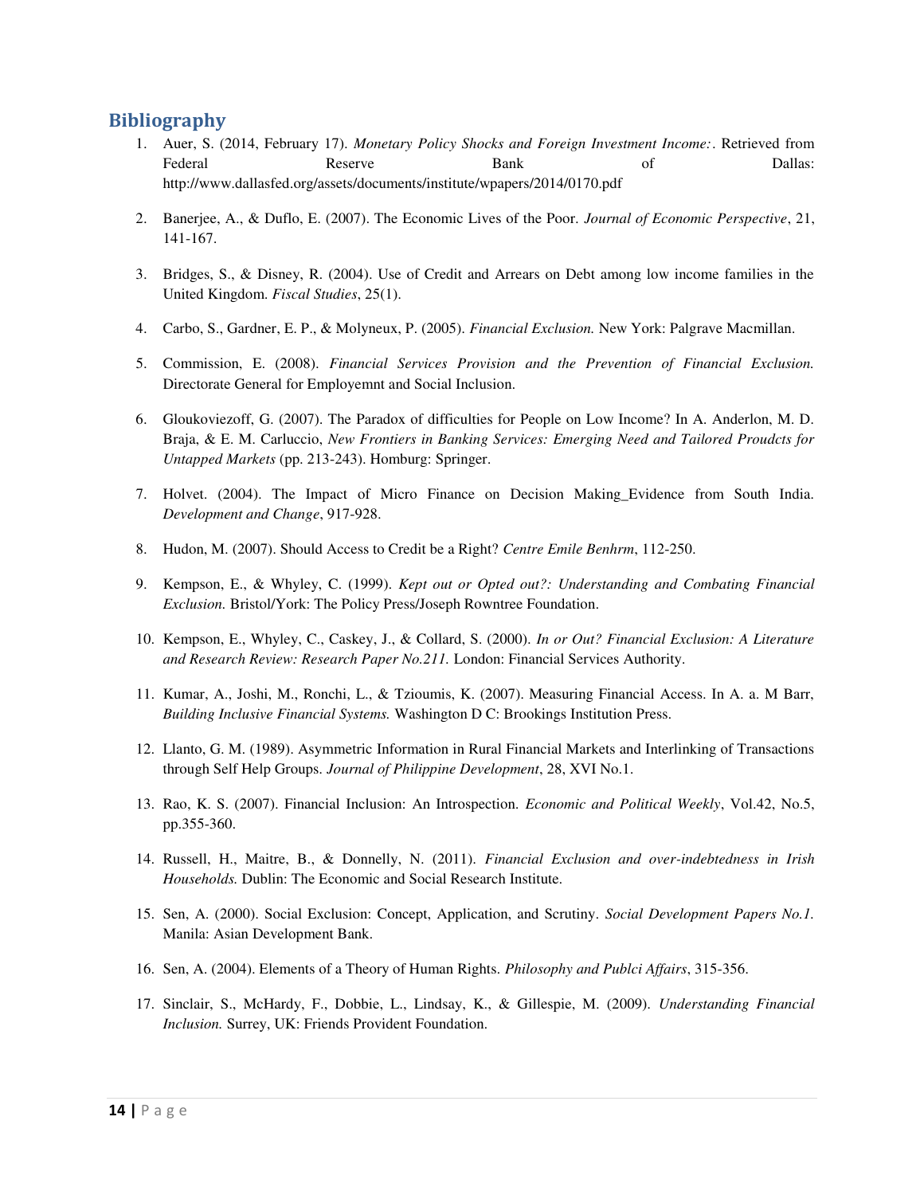## Bibliography

1. Auer, S. (2014, February 17). *Monetary Policy Shocks and Foreign Investment Income:*. Retrieved from Federal Reserve Bank of Dallas: http://www.dallasfed.org/assets/documents/institute/wpapers/2014/0170.pdf

2. Banerjee, A., & Duflo, E. (2007). The Economic Lives of the Poor. *Journal of Economic Perspective*, 21, 141-167.

3. Bridges, S., & Disney, R. (2004). Use of Credit and Arrears on Debt among low income families in the United Kingdom. *Fiscal Studies*, 25(1).

4. Carbo, S., Gardner, E. P., & Molyneux, P. (2005). *Financial Exclusion.* New York: Palgrave Macmillan.

5. Commission, E. (2008). *Financial Services Provision and the Prevention of Financial Exclusion.* Directorate General for Employemnt and Social Inclusion.

6. Gloukoviezoff, G. (2007). The Paradox of difficulties for People on Low Income? In A. Anderlon, M. D. Braja, & E. M. Carluccio, *New Frontiers in Banking Services: Emerging Need and Tailored Proudcts for Untapped Markets* (pp. 213-243). Homburg: Springer.

7. Holvet. (2004). The Impact of Micro Finance on Decision Making_Evidence from South India. *Development and Change*, 917-928.

8. Hudon, M. (2007). Should Access to Credit be a Right? *Centre Emile Benhrm*, 112-250.

9. Kempson, E., & Whyley, C. (1999). *Kept out or Opted out?: Understanding and Combating Financial Exclusion.* Bristol/York: The Policy Press/Joseph Rowntree Foundation.

10. Kempson, E., Whyley, C., Caskey, J., & Collard, S. (2000). *In or Out? Financial Exclusion: A Literature and Research Review: Research Paper No.211.* London: Financial Services Authority.

11. Kumar, A., Joshi, M., Ronchi, L., & Tzioumis, K. (2007). Measuring Financial Access. In A. a. M Barr, *Building Inclusive Financial Systems.* Washington D C: Brookings Institution Press.

12. Llanto, G. M. (1989). Asymmetric Information in Rural Financial Markets and Interlinking of Transactions through Self Help Groups. *Journal of Philippine Development*, 28, XVI No.1.

13. Rao, K. S. (2007). Financial Inclusion: An Introspection. *Economic and Political Weekly*, Vol.42, No.5, pp.355-360.

14. Russell, H., Maitre, B., & Donnelly, N. (2011). *Financial Exclusion and over-indebtedness in Irish Households.* Dublin: The Economic and Social Research Institute.

15. Sen, A. (2000). Social Exclusion: Concept, Application, and Scrutiny. *Social Development Papers No.1.* Manila: Asian Development Bank.

16. Sen, A. (2004). Elements of a Theory of Human Rights. *Philosophy and Publci Affairs*, 315-356.

17. Sinclair, S., McHardy, F., Dobbie, L., Lindsay, K., & Gillespie, M. (2009). *Understanding Financial Inclusion.* Surrey, UK: Friends Provident Foundation.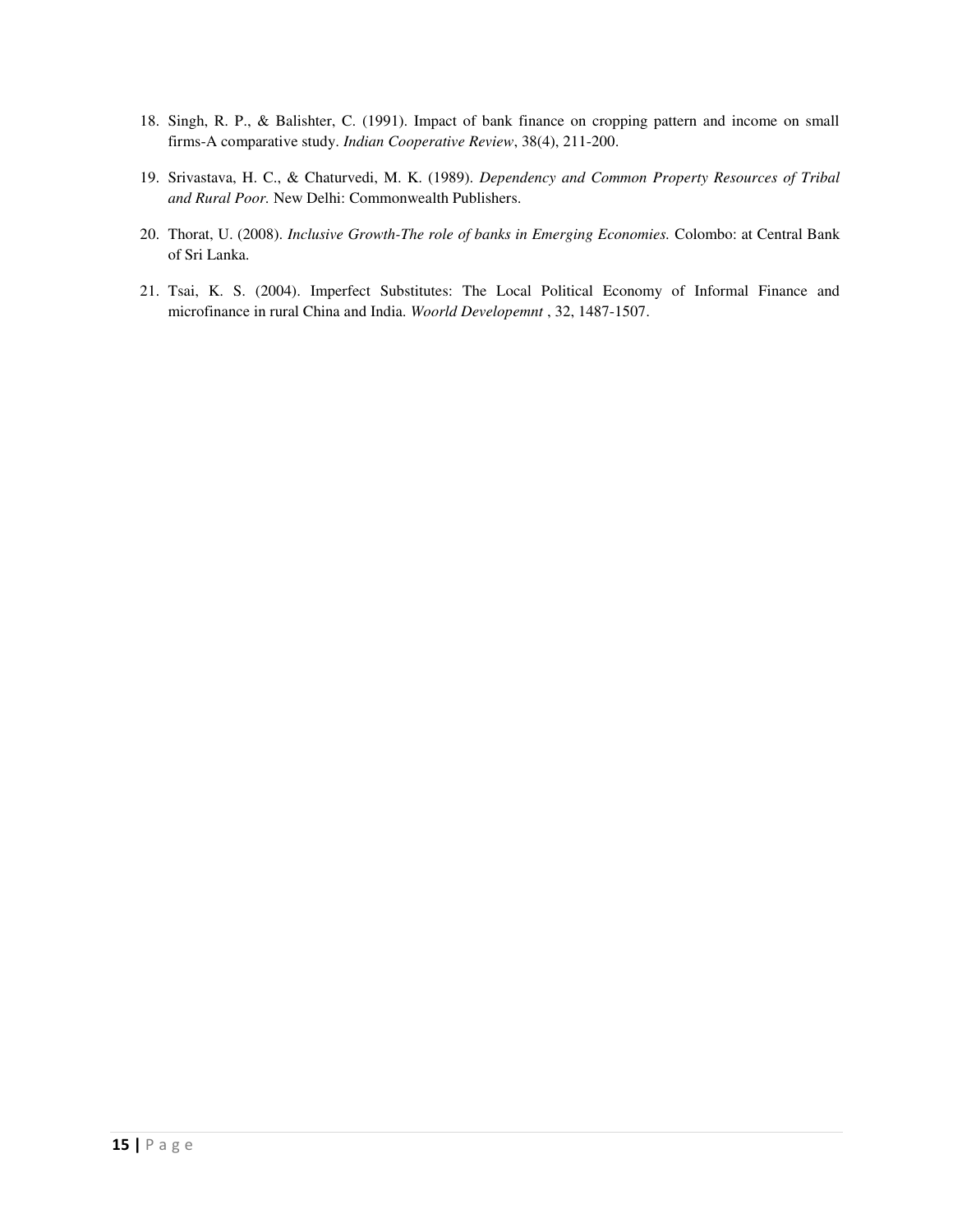18. Singh, R. P., & Balishter, C. (1991). Impact of bank finance on cropping pattern and income on small firms-A comparative study. *Indian Cooperative Review*, 38(4), 211-200.

19. Srivastava, H. C., & Chaturvedi, M. K. (1989). *Dependency and Common Property Resources of Tribal and Rural Poor.* New Delhi: Commonwealth Publishers.

20. Thorat, U. (2008). *Inclusive Growth-The role of banks in Emerging Economies.* Colombo: at Central Bank of Sri Lanka.

21. Tsai, K. S. (2004). Imperfect Substitutes: The Local Political Economy of Informal Finance and microfinance in rural China and India. *Woorld Developemnt* , 32, 1487-1507.